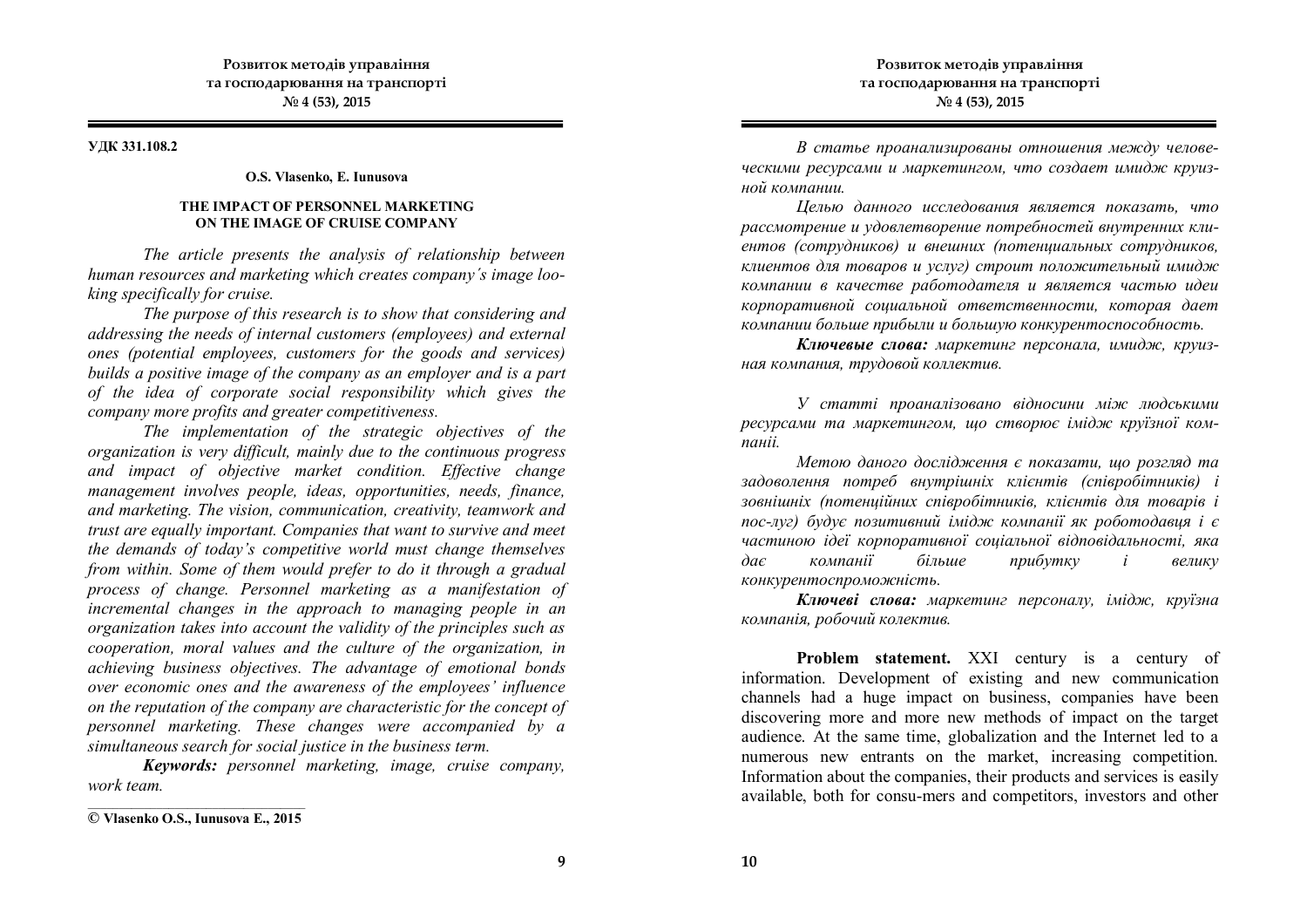УДК 331.108.2

**O.S. Vlasenko, E. Iunusova**

# THE IMPACT OF PERSONNEL MARKETING ON THE IMAGE OF CRUISE COMPANY

*The article presents the analysis of relationship between human resources and marketing which creates company´s image looking specifically for cruise.*

*The purpose of this research is to show that considering and addressing the needs of internal customers (employees) and external ones (potential employees, customers for the goods and services) builds a positive image of the company as an employer and is a part of the idea of corporate social responsibility which gives the company more profits and greater competitiveness.*

*The implementation of the strategic objectives of the organization is very difficult, mainly due to the continuous progress and impact of objective market condition. Effective change management involves people, ideas, opportunities, needs, finance, and marketing. The vision, communication, creativity, teamwork and trust are equally important. Companies that want to survive and meet the demands of today's competitive world must change themselves from within. Some of them would prefer to do it through a gradual process of change. Personnel marketing as a manifestation of incremental changes in the approach to managing people in an organization takes into account the validity of the principles such as cooperation, moral values and the culture of the organization, in achieving business objectives. The advantage of emotional bonds over economic ones and the awareness of the employees' influence on the reputation of the company are characteristic for the concept of personnel marketing. These changes were accompanied by a simultaneous search for social justice in the business term.*

***Keywords:*** *personnel marketing, image, cruise company, work team.*

© Vlasenko O.S., Iunusova E., 2015

*В статье проанализированы отношения между человеческими ресурсами и маркетингом, что создает имидж круизной компании.*

*Целью данного исследования является показать, что рассмотрение и удовлетворение потребностей внутренних клиентов (сотрудников) и внешних (потенциальных сотрудников, клиентов для товаров и услуг) строит положительный имидж компании в качестве работодателя и является частью идеи корпоративной социальной ответственности, которая дает компании больше прибыли и большую конкурентоспособность.*

***Ключевые слова:*** *маркетинг персонала, имидж, круизная компания, трудовой коллектив.*

*У статті проаналізовано відносини між людськими ресурсами та маркетингом, що створює імідж круїзної компанії.*

*Метою даного дослідження є показати, що розгляд та задоволення потреб внутрішніх клієнтів (співробітників) і зовнішніх (потенційних співробітників, клієнтів для товарів і пос-луг) будує позитивний імідж компанії як роботодавця і є частиною ідеї корпоративної соціальної відповідальності, яка дає компанії більше прибутку і велику конкурентоспроможність.*

***Ключеві слова:*** *маркетинг персоналу, імідж, круїзна компанія, робочий колектив.*

**Problem statement.** XXI century is a century of information. Development of existing and new communication channels had a huge impact on business, companies have been discovering more and more new methods of impact on the target audience. At the same time, globalization and the Internet led to a numerous new entrants on the market, increasing competition. Information about the companies, their products and services is easily available, both for consu-mers and competitors, investors and other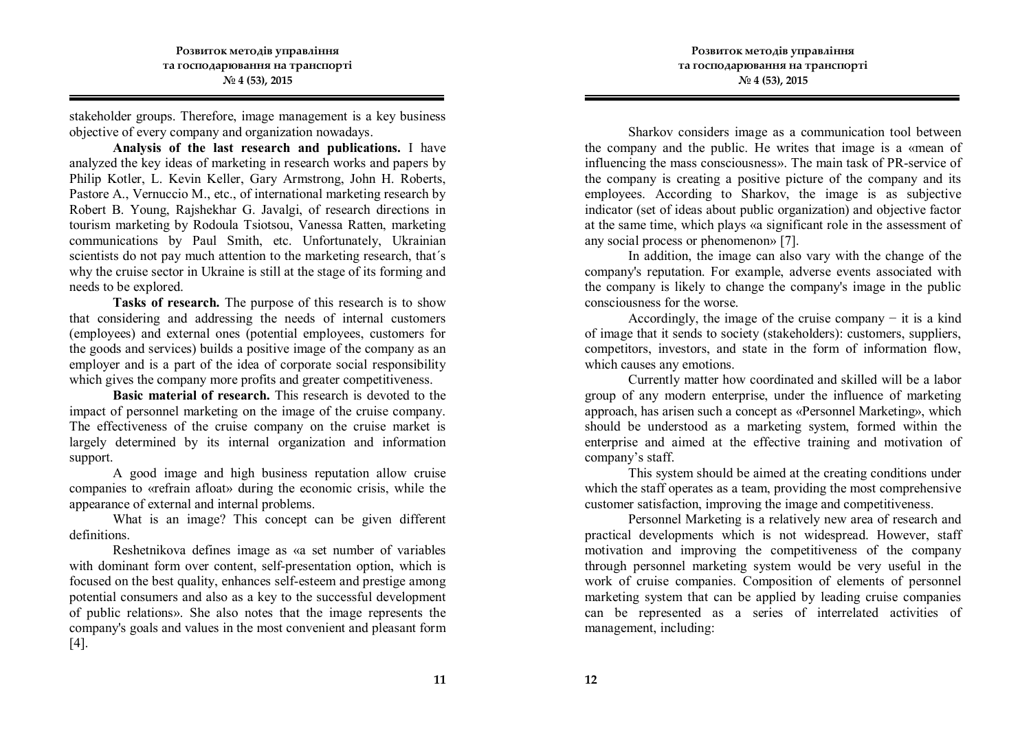stakeholder groups. Therefore, image management is a key business objective of every company and organization nowadays.

**Analysis of the last research and publications.** I have analyzed the key ideas of marketing in research works and papers by Philip Kotler, L. Kevin Keller, Gary Armstrong, John H. Roberts, Pastore A., Vernuccio M., etc., of international marketing research by Robert B. Young, Rajshekhar G. Javalgi, of research directions in tourism marketing by Rodoula Tsiotsou, Vanessa Ratten, marketing communications by Paul Smith, etc. Unfortunately, Ukrainian scientists do not pay much attention to the marketing research, that´s why the cruise sector in Ukraine is still at the stage of its forming and needs to be explored.

**Tasks of research.** The purpose of this research is to show that considering and addressing the needs of internal customers (employees) and external ones (potential employees, customers for the goods and services) builds a positive image of the company as an employer and is a part of the idea of corporate social responsibility which gives the company more profits and greater competitiveness.

**Basic material of research.** This research is devoted to the impact of personnel marketing on the image of the cruise company. The effectiveness of the cruise company on the cruise market is largely determined by its internal organization and information support.

A good image and high business reputation allow cruise companies to «refrain afloat» during the economic crisis, while the appearance of external and internal problems.

What is an image? This concept can be given different definitions.

Reshetnikova defines image as «a set number of variables with dominant form over content, self-presentation option, which is focused on the best quality, enhances self-esteem and prestige among potential consumers and also as a key to the successful development of public relations». She also notes that the image represents the company's goals and values in the most convenient and pleasant form [4].

Sharkov considers image as a communication tool between the company and the public. He writes that image is a «mean of influencing the mass consciousness». The main task of PR-service of the company is creating a positive picture of the company and its employees. According to Sharkov, the image is as subjective indicator (set of ideas about public organization) and objective factor at the same time, which plays «a significant role in the assessment of any social process or phenomenon» [7].

In addition, the image can also vary with the change of the company's reputation. For example, adverse events associated with the company is likely to change the company's image in the public consciousness for the worse.

Accordingly, the image of the cruise company − it is a kind of image that it sends to society (stakeholders): customers, suppliers, competitors, investors, and state in the form of information flow, which causes any emotions.

Currently matter how coordinated and skilled will be a labor group of any modern enterprise, under the influence of marketing approach, has arisen such a concept as «Personnel Marketing», which should be understood as a marketing system, formed within the enterprise and aimed at the effective training and motivation of company's staff.

This system should be aimed at the creating conditions under which the staff operates as a team, providing the most comprehensive customer satisfaction, improving the image and competitiveness.

Personnel Marketing is a relatively new area of research and practical developments which is not widespread. However, staff motivation and improving the competitiveness of the company through personnel marketing system would be very useful in the work of cruise companies. Composition of elements of personnel marketing system that can be applied by leading cruise companies can be represented as a series of interrelated activities of management, including: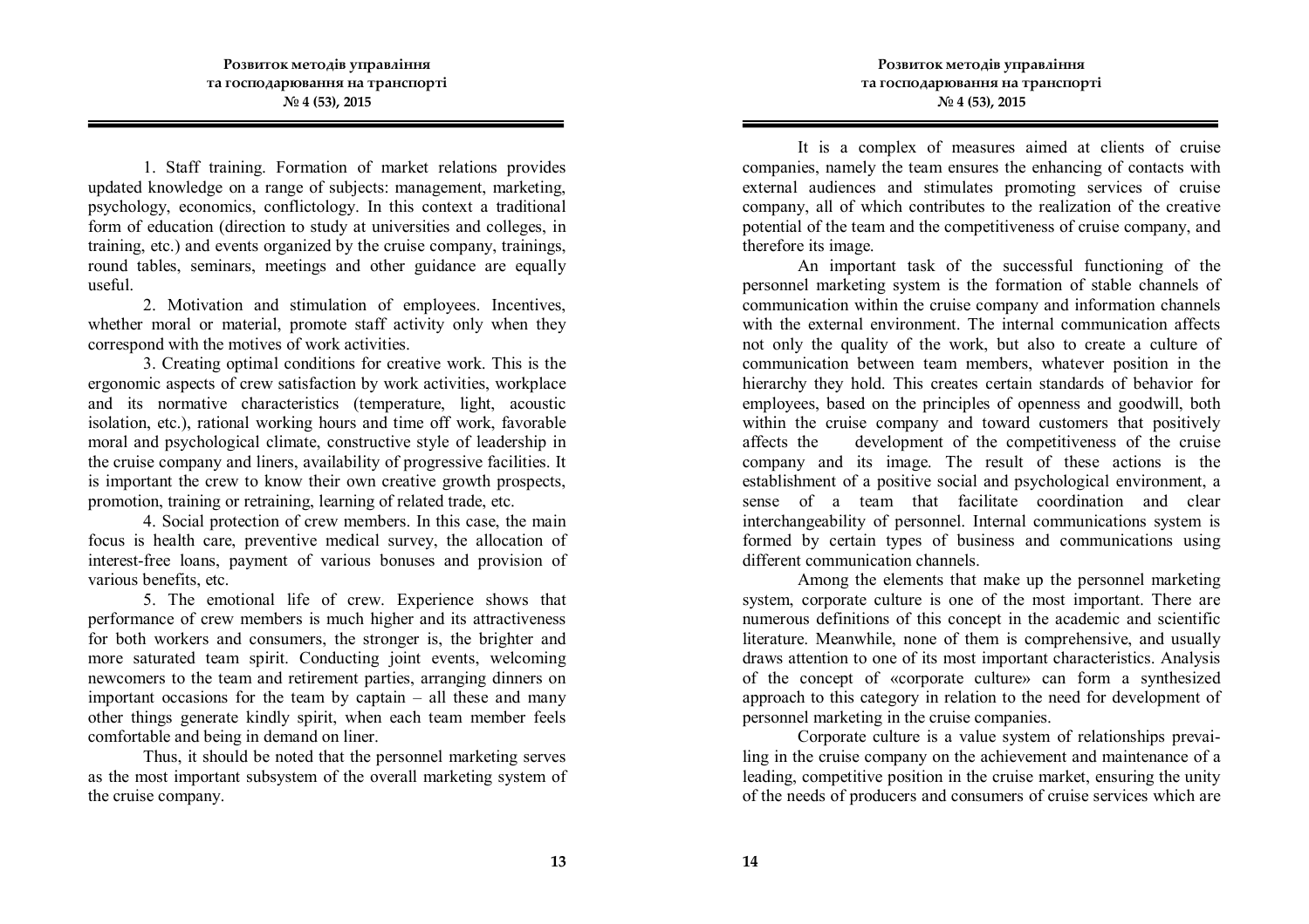1. Staff training. Formation of market relations provides updated knowledge on a range of subjects: management, marketing, psychology, economics, conflictology. In this context a traditional form of education (direction to study at universities and colleges, in training, etc.) and events organized by the cruise company, trainings, round tables, seminars, meetings and other guidance are equally useful.

2. Motivation and stimulation of employees. Incentives, whether moral or material, promote staff activity only when they correspond with the motives of work activities.

3. Creating optimal conditions for creative work. This is the ergonomic aspects of crew satisfaction by work activities, workplace and its normative characteristics (temperature, light, acoustic isolation, etc.), rational working hours and time off work, favorable moral and psychological climate, constructive style of leadership in the cruise company and liners, availability of progressive facilities. It is important the crew to know their own creative growth prospects, promotion, training or retraining, learning of related trade, etc.

4. Social protection of crew members. In this case, the main focus is health care, preventive medical survey, the allocation of interest-free loans, payment of various bonuses and provision of various benefits, etc.

5. The emotional life of crew. Experience shows that performance of crew members is much higher and its attractiveness for both workers and consumers, the stronger is, the brighter and more saturated team spirit. Conducting joint events, welcoming newcomers to the team and retirement parties, arranging dinners on important occasions for the team by captain – all these and many other things generate kindly spirit, when each team member feels comfortable and being in demand on liner.

Thus, it should be noted that the personnel marketing serves as the most important subsystem of the overall marketing system of the cruise company.

It is a complex of measures aimed at clients of cruise companies, namely the team ensures the enhancing of contacts with external audiences and stimulates promoting services of cruise company, all of which contributes to the realization of the creative potential of the team and the competitiveness of cruise company, and therefore its image.

An important task of the successful functioning of the personnel marketing system is the formation of stable channels of communication within the cruise company and information channels with the external environment. The internal communication affects not only the quality of the work, but also to create a culture of communication between team members, whatever position in the hierarchy they hold. This creates certain standards of behavior for employees, based on the principles of openness and goodwill, both within the cruise company and toward customers that positively affects the development of the competitiveness of the cruise company and its image. The result of these actions is the establishment of a positive social and psychological environment, a sense of a team that facilitate coordination and clear interchangeability of personnel. Internal communications system is formed by certain types of business and communications using different communication channels.

Among the elements that make up the personnel marketing system, corporate culture is one of the most important. There are numerous definitions of this concept in the academic and scientific literature. Meanwhile, none of them is comprehensive, and usually draws attention to one of its most important characteristics. Analysis of the concept of «corporate culture» can form a synthesized approach to this category in relation to the need for development of personnel marketing in the cruise companies.

Corporate culture is a value system of relationships prevailing in the cruise company on the achievement and maintenance of a leading, competitive position in the cruise market, ensuring the unity of the needs of producers and consumers of cruise services which are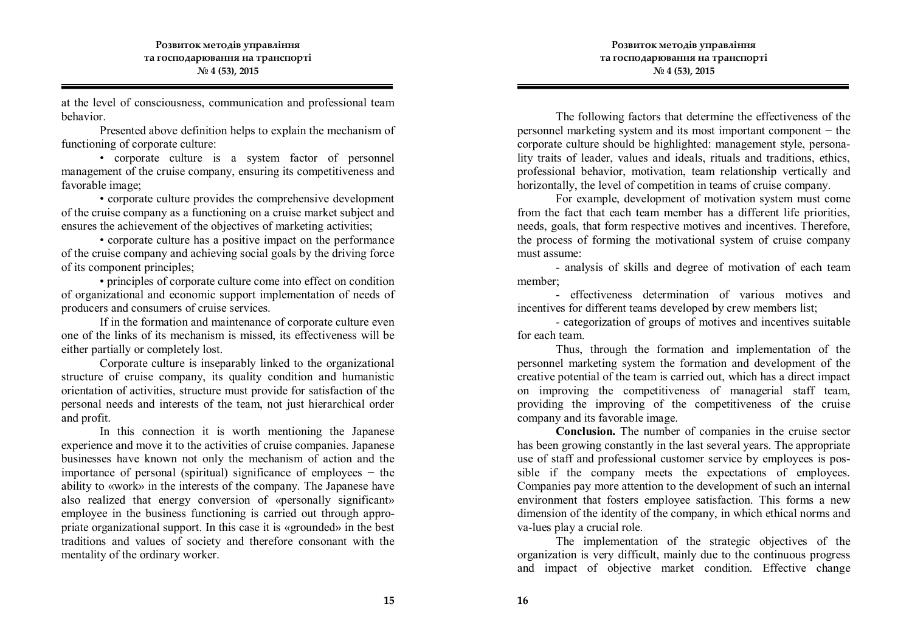at the level of consciousness, communication and professional team behavior.

Presented above definition helps to explain the mechanism of functioning of corporate culture:

• corporate culture is a system factor of personnel management of the cruise company, ensuring its competitiveness and favorable image;

• corporate culture provides the comprehensive development of the cruise company as a functioning on a cruise market subject and ensures the achievement of the objectives of marketing activities;

• corporate culture has a positive impact on the performance of the cruise company and achieving social goals by the driving force of its component principles;

• principles of corporate culture come into effect on condition of organizational and economic support implementation of needs of producers and consumers of cruise services.

If in the formation and maintenance of corporate culture even one of the links of its mechanism is missed, its effectiveness will be either partially or completely lost.

Corporate culture is inseparably linked to the organizational structure of cruise company, its quality condition and humanistic orientation of activities, structure must provide for satisfaction of the personal needs and interests of the team, not just hierarchical order and profit.

In this connection it is worth mentioning the Japanese experience and move it to the activities of cruise companies. Japanese businesses have known not only the mechanism of action and the importance of personal (spiritual) significance of employees − the ability to «work» in the interests of the company. The Japanese have also realized that energy conversion of «personally significant» employee in the business functioning is carried out through appropriate organizational support. In this case it is «grounded» in the best traditions and values of society and therefore consonant with the mentality of the ordinary worker.

The following factors that determine the effectiveness of the personnel marketing system and its most important component − the corporate culture should be highlighted: management style, personality traits of leader, values and ideals, rituals and traditions, ethics, professional behavior, motivation, team relationship vertically and horizontally, the level of competition in teams of cruise company.

For example, development of motivation system must come from the fact that each team member has a different life priorities, needs, goals, that form respective motives and incentives. Therefore, the process of forming the motivational system of cruise company must assume:

- analysis of skills and degree of motivation of each team member;

- effectiveness determination of various motives and incentives for different teams developed by crew members list;

- categorization of groups of motives and incentives suitable for each team.

Thus, through the formation and implementation of the personnel marketing system the formation and development of the creative potential of the team is carried out, which has a direct impact on improving the competitiveness of managerial staff team, providing the improving of the competitiveness of the cruise company and its favorable image.

**Conclusion.** The number of companies in the cruise sector has been growing constantly in the last several years. The appropriate use of staff and professional customer service by employees is possible if the company meets the expectations of employees. Companies pay more attention to the development of such an internal environment that fosters employee satisfaction. This forms a new dimension of the identity of the company, in which ethical norms and va-lues play a crucial role.

The implementation of the strategic objectives of the organization is very difficult, mainly due to the continuous progress and impact of objective market condition. Effective change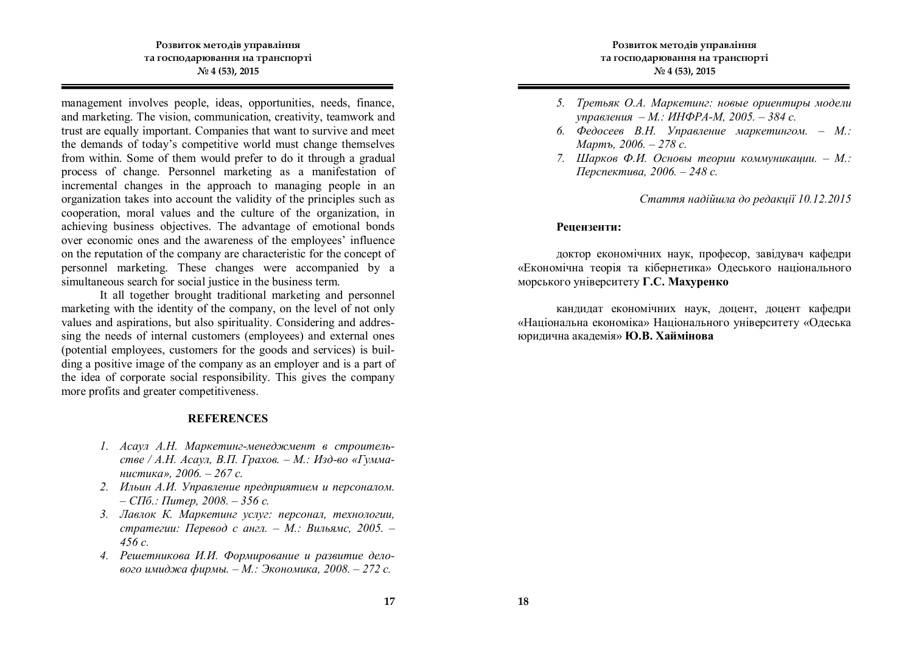management involves people, ideas, opportunities, needs, finance, and marketing. The vision, communication, creativity, teamwork and trust are equally important. Companies that want to survive and meet the demands of today's competitive world must change themselves from within. Some of them would prefer to do it through a gradual process of change. Personnel marketing as a manifestation of incremental changes in the approach to managing people in an organization takes into account the validity of the principles such as cooperation, moral values and the culture of the organization, in achieving business objectives. The advantage of emotional bonds over economic ones and the awareness of the employees' influence on the reputation of the company are characteristic for the concept of personnel marketing. These changes were accompanied by a simultaneous search for social justice in the business term.

It all together brought traditional marketing and personnel marketing with the identity of the company, on the level of not only values and aspirations, but also spirituality. Considering and addressing the needs of internal customers (employees) and external ones (potential employees, customers for the goods and services) is building a positive image of the company as an employer and is a part of the idea of corporate social responsibility. This gives the company more profits and greater competitiveness.

## REFERENCES

1. *Асаул А.Н. Маркетинг-менеджмент в строительстве / А.Н. Асаул, В.П. Грахов. – М.: Изд-во «Гумманистика», 2006. – 267 с.*
2. *Ильин А.И. Управление предприятием и персоналом. – СПб.: Питер, 2008. – 356 с.*
3. *Лавлок К. Маркетинг услуг: персонал, технологии, стратегии: Перевод с англ. – М.: Вильямс, 2005. – 456 с.*
4. *Решетникова И.И. Формирование и развитие делового имиджа фирмы. – М.: Экономика, 2008. – 272 с.*
5. *Третьяк О.А. Маркетинг: новые ориентиры модели управления – М.: ИНФРА-М, 2005. – 384 с.*
6. *Федосеев В.Н. Управление маркетингом. – М.: Мартъ, 2006. – 278 с.*
7. *Шарков Ф.И. Основы теории коммуникации. – М.: Перспектива, 2006. – 248 с.*

*Стаття надійшла до редакції 10.12.2015*

**Рецензенти:**

доктор економічних наук, професор, завідувач кафедри «Економічна теорія та кібернетика» Одеського національного морського університету **Г.С. Махуренко**

кандидат економічних наук, доцент, доцент кафедри «Національна економіка» Національного університету «Одеська юридична академія» **Ю.В. Хаймінова**